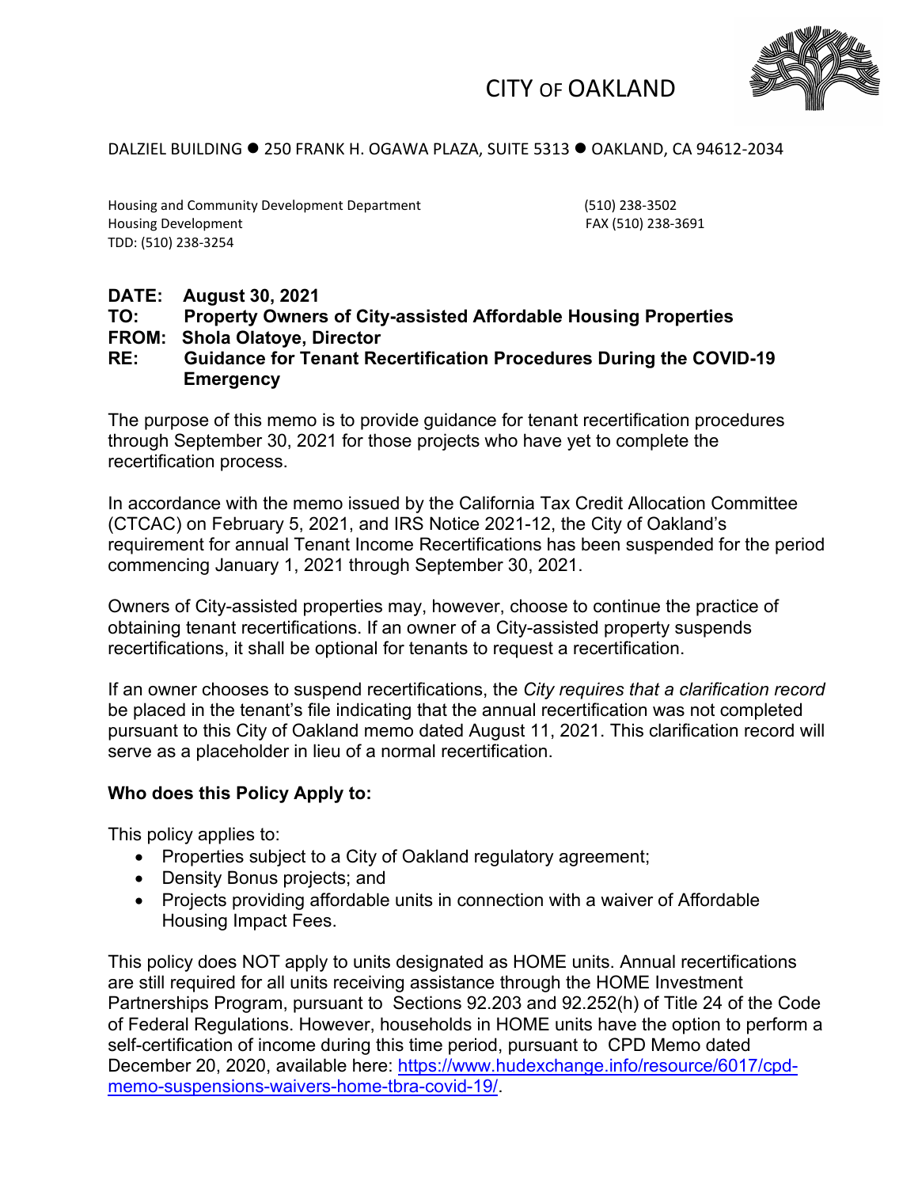# CITY OF OAKLAND

DALZIEL BUILDING ● 250 FRANK H. OGAWA PLAZA, SUITE 5313 ● OAKLAND, CA 94612-2034

Housing and Community Development Department (510) 238-3502
Housing Development FAX (510) 238-3691
TDD: (510) 238-3254

**DATE:** **August 30, 2021**
**TO:** **Property Owners of City-assisted Affordable Housing Properties**
**FROM:** **Shola Olatoye, Director**
**RE:** **Guidance for Tenant Recertification Procedures During the COVID-19 Emergency**

The purpose of this memo is to provide guidance for tenant recertification procedures through September 30, 2021 for those projects who have yet to complete the recertification process.

In accordance with the memo issued by the California Tax Credit Allocation Committee (CTCAC) on February 5, 2021, and IRS Notice 2021-12, the City of Oakland's requirement for annual Tenant Income Recertifications has been suspended for the period commencing January 1, 2021 through September 30, 2021.

Owners of City-assisted properties may, however, choose to continue the practice of obtaining tenant recertifications. If an owner of a City-assisted property suspends recertifications, it shall be optional for tenants to request a recertification.

If an owner chooses to suspend recertifications, the *City requires that a clarification record* be placed in the tenant's file indicating that the annual recertification was not completed pursuant to this City of Oakland memo dated August 11, 2021. This clarification record will serve as a placeholder in lieu of a normal recertification.

**Who does this Policy Apply to:**

This policy applies to:

- Properties subject to a City of Oakland regulatory agreement;
- Density Bonus projects; and
- Projects providing affordable units in connection with a waiver of Affordable Housing Impact Fees.

This policy does NOT apply to units designated as HOME units. Annual recertifications are still required for all units receiving assistance through the HOME Investment Partnerships Program, pursuant to Sections 92.203 and 92.252(h) of Title 24 of the Code of Federal Regulations. However, households in HOME units have the option to perform a self-certification of income during this time period, pursuant to CPD Memo dated December 20, 2020, available here: https://www.hudexchange.info/resource/6017/cpd-memo-suspensions-waivers-home-tbra-covid-19/.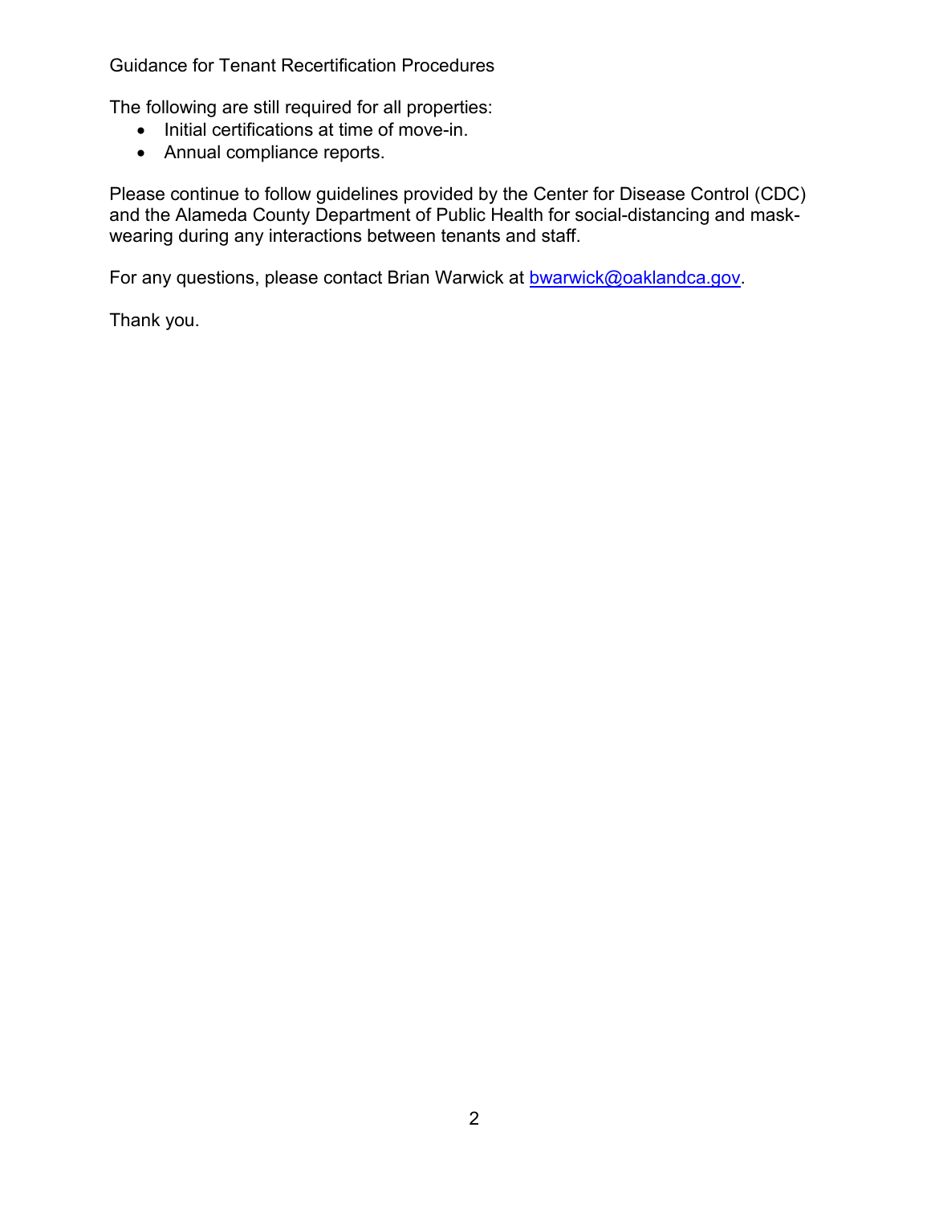Guidance for Tenant Recertification Procedures

The following are still required for all properties:

- Initial certifications at time of move-in.
- Annual compliance reports.

Please continue to follow guidelines provided by the Center for Disease Control (CDC) and the Alameda County Department of Public Health for social-distancing and mask-wearing during any interactions between tenants and staff.

For any questions, please contact Brian Warwick at bwarwick@oaklandca.gov.

Thank you.